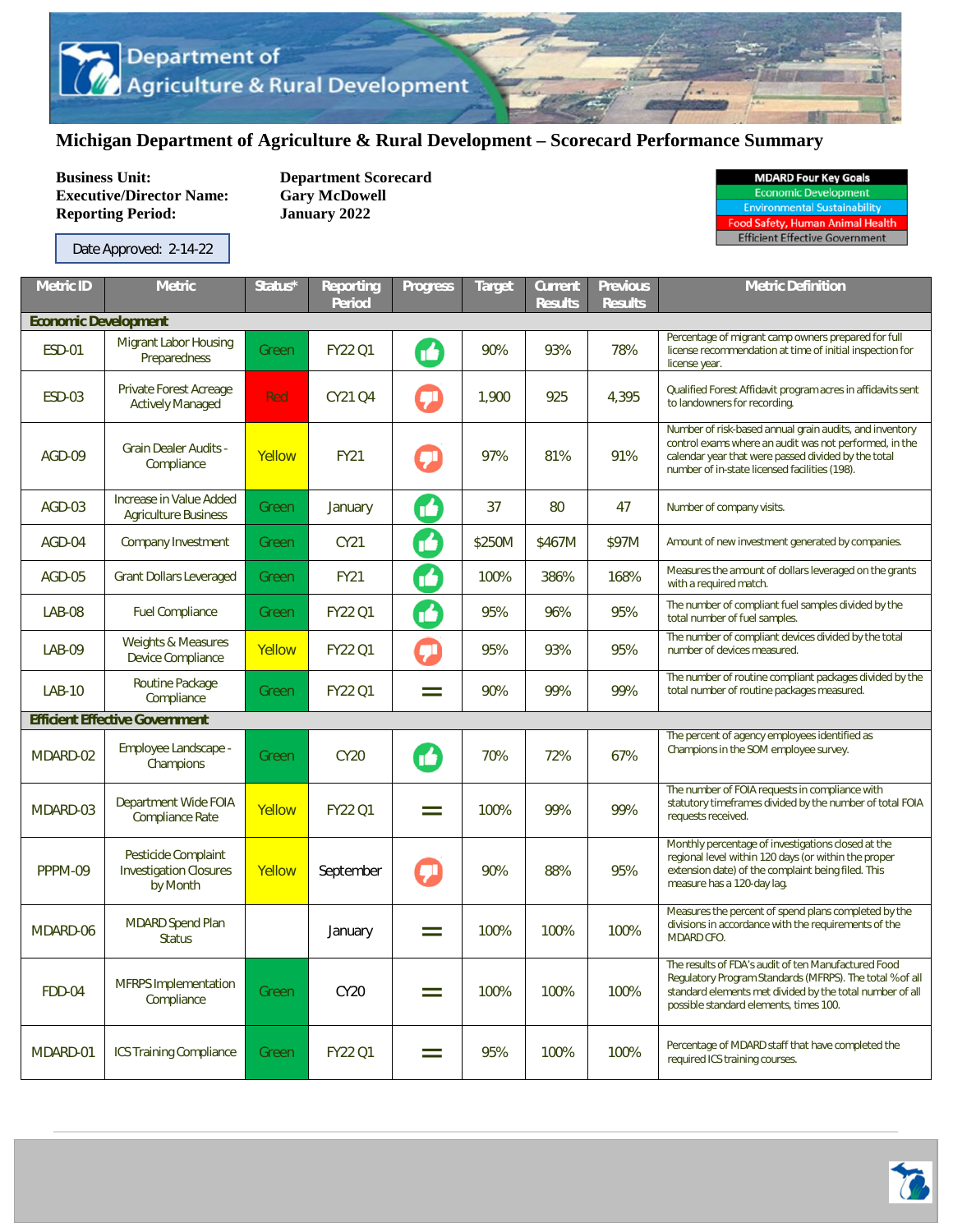# Michigan Department of Agriculture & Rural Development – Scorecard Performance Summary

**Business Unit:** Department Scorecard
**Executive/Director Name:** Gary McDowell
**Reporting Period:** January 2022

Date Approved: 2-14-22

| MDARD Four Key Goals |
|---|
| Economic Development |
| Environmental Sustainability |
| Food Safety, Human Animal Health |
| Efficient Effective Government |

| Metric ID | Metric | Status* | Reporting Period | Progress | Target | Current Results | Previous Results | Metric Definition |
|---|---|---|---|---|---|---|---|---|
| **Economic Development** | | | | | | | | |
| ESD-01 | Migrant Labor Housing Preparedness | Green | FY22 Q1 | Thumbs up | 90% | 93% | 78% | Percentage of migrant camp owners prepared for full license recommendation at time of initial inspection for license year. |
| ESD-03 | Private Forest Acreage Actively Managed | Red | CY21 Q4 | Thumbs down | 1,900 | 925 | 4,395 | Qualified Forest Affidavit program acres in affidavits sent to landowners for recording. |
| AGD-09 | Grain Dealer Audits - Compliance | Yellow | FY21 | Thumbs down | 97% | 81% | 91% | Number of risk-based annual grain audits, and inventory control exams where an audit was not performed, in the calendar year that were passed divided by the total number of in-state licensed facilities (198). |
| AGD-03 | Increase in Value Added Agriculture Business | Green | January | Thumbs up | 37 | 80 | 47 | Number of company visits. |
| AGD-04 | Company Investment | Green | CY21 | Thumbs up | $250M | $467M | $97M | Amount of new investment generated by companies. |
| AGD-05 | Grant Dollars Leveraged | Green | FY21 | Thumbs up | 100% | 386% | 168% | Measures the amount of dollars leveraged on the grants with a required match. |
| LAB-08 | Fuel Compliance | Green | FY22 Q1 | Thumbs up | 95% | 96% | 95% | The number of compliant fuel samples divided by the total number of fuel samples. |
| LAB-09 | Weights & Measures Device Compliance | Yellow | FY22 Q1 | Thumbs down | 95% | 93% | 95% | The number of compliant devices divided by the total number of devices measured. |
| LAB-10 | Routine Package Compliance | Green | FY22 Q1 | = | 90% | 99% | 99% | The number of routine compliant packages divided by the total number of routine packages measured. |
| **Efficient Effective Government** | | | | | | | | |
| MDARD-02 | Employee Landscape - Champions | Green | CY20 | Thumbs up | 70% | 72% | 67% | The percent of agency employees identified as Champions in the SOM employee survey. |
| MDARD-03 | Department Wide FOIA Compliance Rate | Yellow | FY22 Q1 | = | 100% | 99% | 99% | The number of FOIA requests in compliance with statutory timeframes divided by the number of total FOIA requests received. |
| PPPM-09 | Pesticide Complaint Investigation Closures by Month | Yellow | September | Thumbs down | 90% | 88% | 95% | Monthly percentage of investigations closed at the regional level within 120 days (or within the proper extension date) of the complaint being filed. This measure has a 120-day lag. |
| MDARD-06 | MDARD Spend Plan Status | | January | = | 100% | 100% | 100% | Measures the percent of spend plans completed by the divisions in accordance with the requirements of the MDARD CFO. |
| FDD-04 | MFRPS Implementation Compliance | Green | CY20 | = | 100% | 100% | 100% | The results of FDA's audit of ten Manufactured Food Regulatory Program Standards (MFRPS). The total % of all standard elements met divided by the total number of all possible standard elements, times 100. |
| MDARD-01 | ICS Training Compliance | Green | FY22 Q1 | = | 95% | 100% | 100% | Percentage of MDARD staff that have completed the required ICS training courses. |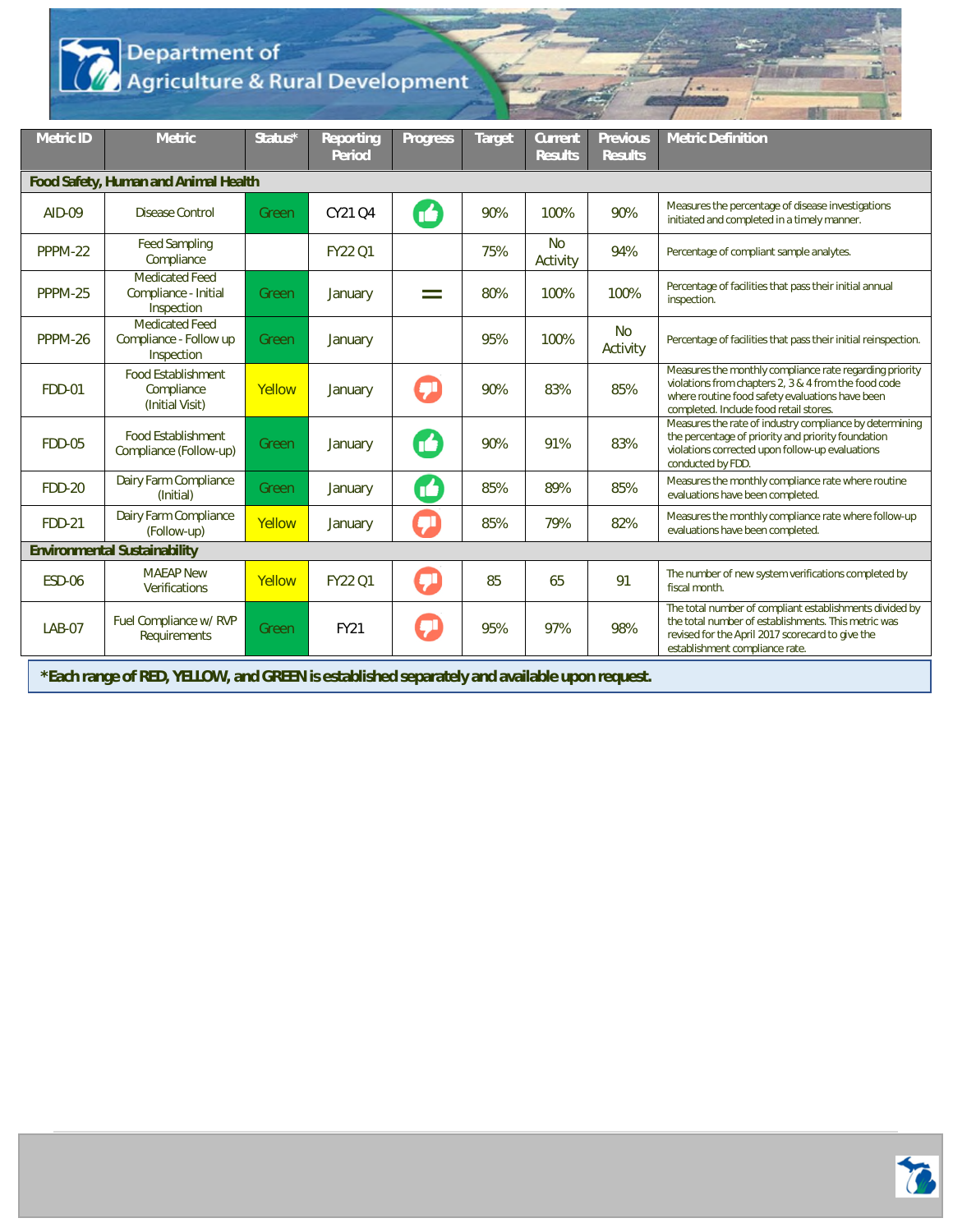Department of Agriculture & Rural Development

| Metric ID | Metric | Status* | Reporting Period | Progress | Target | Current Results | Previous Results | Metric Definition |
|---|---|---|---|---|---|---|---|---|
| **Food Safety, Human and Animal Health** | | | | | | | | |
| AID-09 | Disease Control | Green | CY21 Q4 | | 90% | 100% | 90% | Measures the percentage of disease investigations initiated and completed in a timely manner. |
| PPPM-22 | Feed Sampling Compliance | | FY22 Q1 | | 75% | No Activity | 94% | Percentage of compliant sample analytes. |
| PPPM-25 | Medicated Feed Compliance - Initial Inspection | Green | January | = | 80% | 100% | 100% | Percentage of facilities that pass their initial annual inspection. |
| PPPM-26 | Medicated Feed Compliance - Follow up Inspection | Green | January | | 95% | 100% | No Activity | Percentage of facilities that pass their initial reinspection. |
| FDD-01 | Food Establishment Compliance (Initial Visit) | Yellow | January | | 90% | 83% | 85% | Measures the monthly compliance rate regarding priority violations from chapters 2, 3 & 4 from the food code where routine food safety evaluations have been completed. Include food retail stores. |
| FDD-05 | Food Establishment Compliance (Follow-up) | Green | January | | 90% | 91% | 83% | Measures the rate of industry compliance by determining the percentage of priority and priority foundation violations corrected upon follow-up evaluations conducted by FDD. |
| FDD-20 | Dairy Farm Compliance (Initial) | Green | January | | 85% | 89% | 85% | Measures the monthly compliance rate where routine evaluations have been completed. |
| FDD-21 | Dairy Farm Compliance (Follow-up) | Yellow | January | | 85% | 79% | 82% | Measures the monthly compliance rate where follow-up evaluations have been completed. |
| **Environmental Sustainability** | | | | | | | | |
| ESD-06 | MAEAP New Verifications | Yellow | FY22 Q1 | | 85 | 65 | 91 | The number of new system verifications completed by fiscal month. |
| LAB-07 | Fuel Compliance w/ RVP Requirements | Green | FY21 | | 95% | 97% | 98% | The total number of compliant establishments divided by the total number of establishments. This metric was revised for the April 2017 scorecard to give the establishment compliance rate. |

***Each range of RED, YELLOW, and GREEN is established separately and available upon request.**